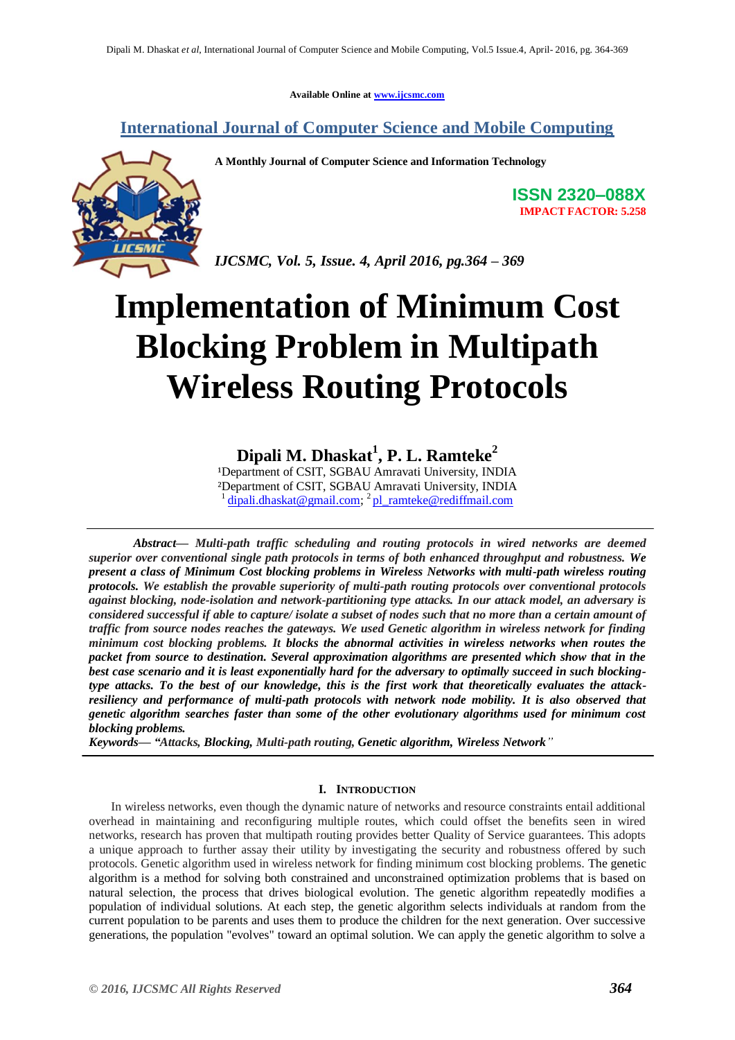Available Online at www.ijcsmc.com

## International Journal of Computer Science and Mobile Computing

A Monthly Journal of Computer Science and Information Technology

ISSN 2320–088X
IMPACT FACTOR: 5.258

*IJCSMC, Vol. 5, Issue. 4, April 2016, pg.364 – 369*

# Implementation of Minimum Cost Blocking Problem in Multipath Wireless Routing Protocols

**Dipali M. Dhaskat[1], P. L. Ramteke[2]**

[1]Department of CSIT, SGBAU Amravati University, INDIA
[2]Department of CSIT, SGBAU Amravati University, INDIA
[1] dipali.dhaskat@gmail.com; [2] pl_ramteke@rediffmail.com

***Abstract***— ***Multi-path traffic scheduling and routing protocols in wired networks are deemed superior over conventional single path protocols in terms of both enhanced throughput and robustness. We present a class of Minimum Cost blocking problems in Wireless Networks with multi-path wireless routing protocols. We establish the provable superiority of multi-path routing protocols over conventional protocols against blocking, node-isolation and network-partitioning type attacks. In our attack model, an adversary is considered successful if able to capture/ isolate a subset of nodes such that no more than a certain amount of traffic from source nodes reaches the gateways. We used Genetic algorithm in wireless network for finding minimum cost blocking problems. It blocks the abnormal activities in wireless networks when routes the packet from source to destination. Several approximation algorithms are presented which show that in the best case scenario and it is least exponentially hard for the adversary to optimally succeed in such blocking-type attacks. To the best of our knowledge, this is the first work that theoretically evaluates the attack-resiliency and performance of multi-path protocols with network node mobility. It is also observed that genetic algorithm searches faster than some of the other evolutionary algorithms used for minimum cost blocking problems.***

***Keywords***— *"Attacks, Blocking, Multi-path routing, Genetic algorithm, Wireless Network"*

## I. Introduction

In wireless networks, even though the dynamic nature of networks and resource constraints entail additional overhead in maintaining and reconfiguring multiple routes, which could offset the benefits seen in wired networks, research has proven that multipath routing provides better Quality of Service guarantees. This adopts a unique approach to further assay their utility by investigating the security and robustness offered by such protocols. Genetic algorithm used in wireless network for finding minimum cost blocking problems. The genetic algorithm is a method for solving both constrained and unconstrained optimization problems that is based on natural selection, the process that drives biological evolution. The genetic algorithm repeatedly modifies a population of individual solutions. At each step, the genetic algorithm selects individuals at random from the current population to be parents and uses them to produce the children for the next generation. Over successive generations, the population "evolves" toward an optimal solution. We can apply the genetic algorithm to solve a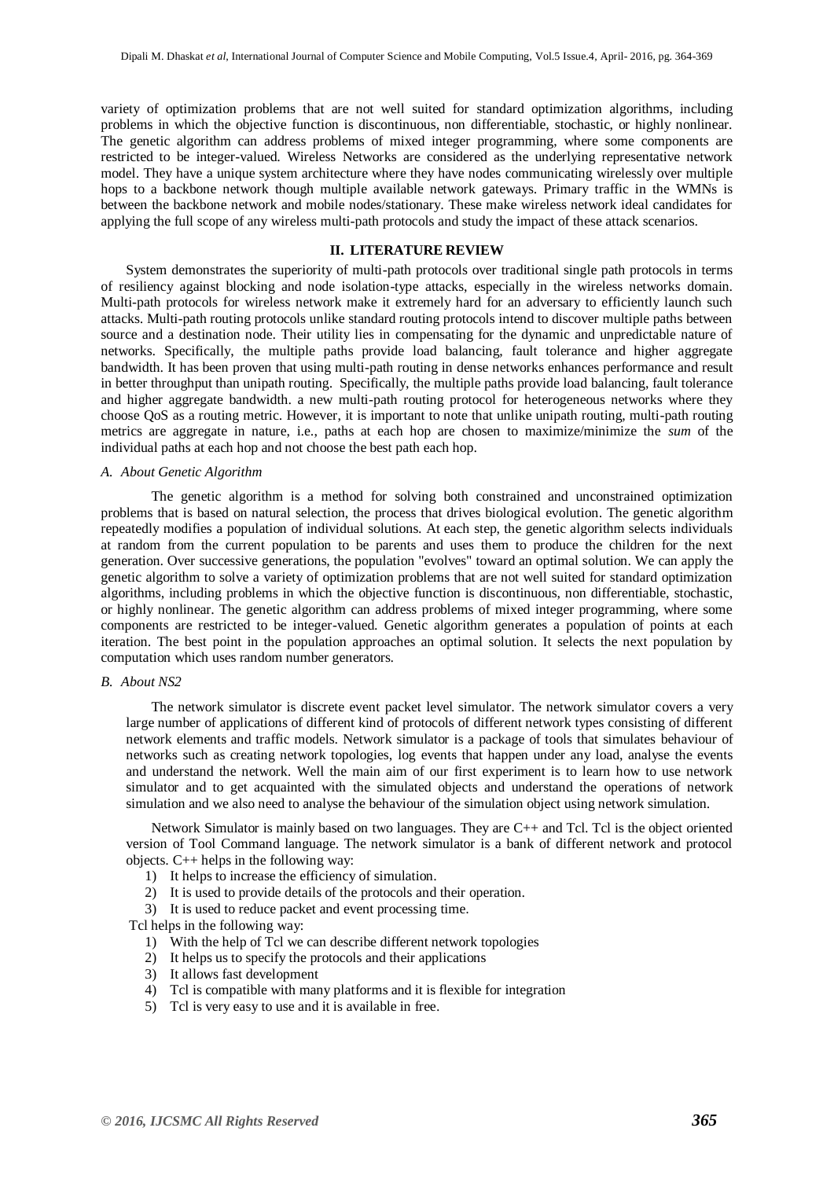variety of optimization problems that are not well suited for standard optimization algorithms, including problems in which the objective function is discontinuous, non differentiable, stochastic, or highly nonlinear. The genetic algorithm can address problems of mixed integer programming, where some components are restricted to be integer-valued. Wireless Networks are considered as the underlying representative network model. They have a unique system architecture where they have nodes communicating wirelessly over multiple hops to a backbone network though multiple available network gateways. Primary traffic in the WMNs is between the backbone network and mobile nodes/stationary. These make wireless network ideal candidates for applying the full scope of any wireless multi-path protocols and study the impact of these attack scenarios.

## II. LITERATURE REVIEW

System demonstrates the superiority of multi-path protocols over traditional single path protocols in terms of resiliency against blocking and node isolation-type attacks, especially in the wireless networks domain. Multi-path protocols for wireless network make it extremely hard for an adversary to efficiently launch such attacks. Multi-path routing protocols unlike standard routing protocols intend to discover multiple paths between source and a destination node. Their utility lies in compensating for the dynamic and unpredictable nature of networks. Specifically, the multiple paths provide load balancing, fault tolerance and higher aggregate bandwidth. It has been proven that using multi-path routing in dense networks enhances performance and result in better throughput than unipath routing. Specifically, the multiple paths provide load balancing, fault tolerance and higher aggregate bandwidth. a new multi-path routing protocol for heterogeneous networks where they choose QoS as a routing metric. However, it is important to note that unlike unipath routing, multi-path routing metrics are aggregate in nature, i.e., paths at each hop are chosen to maximize/minimize the *sum* of the individual paths at each hop and not choose the best path each hop.

### *A. About Genetic Algorithm*

The genetic algorithm is a method for solving both constrained and unconstrained optimization problems that is based on natural selection, the process that drives biological evolution. The genetic algorithm repeatedly modifies a population of individual solutions. At each step, the genetic algorithm selects individuals at random from the current population to be parents and uses them to produce the children for the next generation. Over successive generations, the population "evolves" toward an optimal solution. We can apply the genetic algorithm to solve a variety of optimization problems that are not well suited for standard optimization algorithms, including problems in which the objective function is discontinuous, non differentiable, stochastic, or highly nonlinear. The genetic algorithm can address problems of mixed integer programming, where some components are restricted to be integer-valued. Genetic algorithm generates a population of points at each iteration. The best point in the population approaches an optimal solution. It selects the next population by computation which uses random number generators.

### *B. About NS2*

The network simulator is discrete event packet level simulator. The network simulator covers a very large number of applications of different kind of protocols of different network types consisting of different network elements and traffic models. Network simulator is a package of tools that simulates behaviour of networks such as creating network topologies, log events that happen under any load, analyse the events and understand the network. Well the main aim of our first experiment is to learn how to use network simulator and to get acquainted with the simulated objects and understand the operations of network simulation and we also need to analyse the behaviour of the simulation object using network simulation.

Network Simulator is mainly based on two languages. They are C++ and Tcl. Tcl is the object oriented version of Tool Command language. The network simulator is a bank of different network and protocol objects. C++ helps in the following way:

1) It helps to increase the efficiency of simulation.
2) It is used to provide details of the protocols and their operation.
3) It is used to reduce packet and event processing time.

Tcl helps in the following way:

1) With the help of Tcl we can describe different network topologies
2) It helps us to specify the protocols and their applications
3) It allows fast development
4) Tcl is compatible with many platforms and it is flexible for integration
5) Tcl is very easy to use and it is available in free.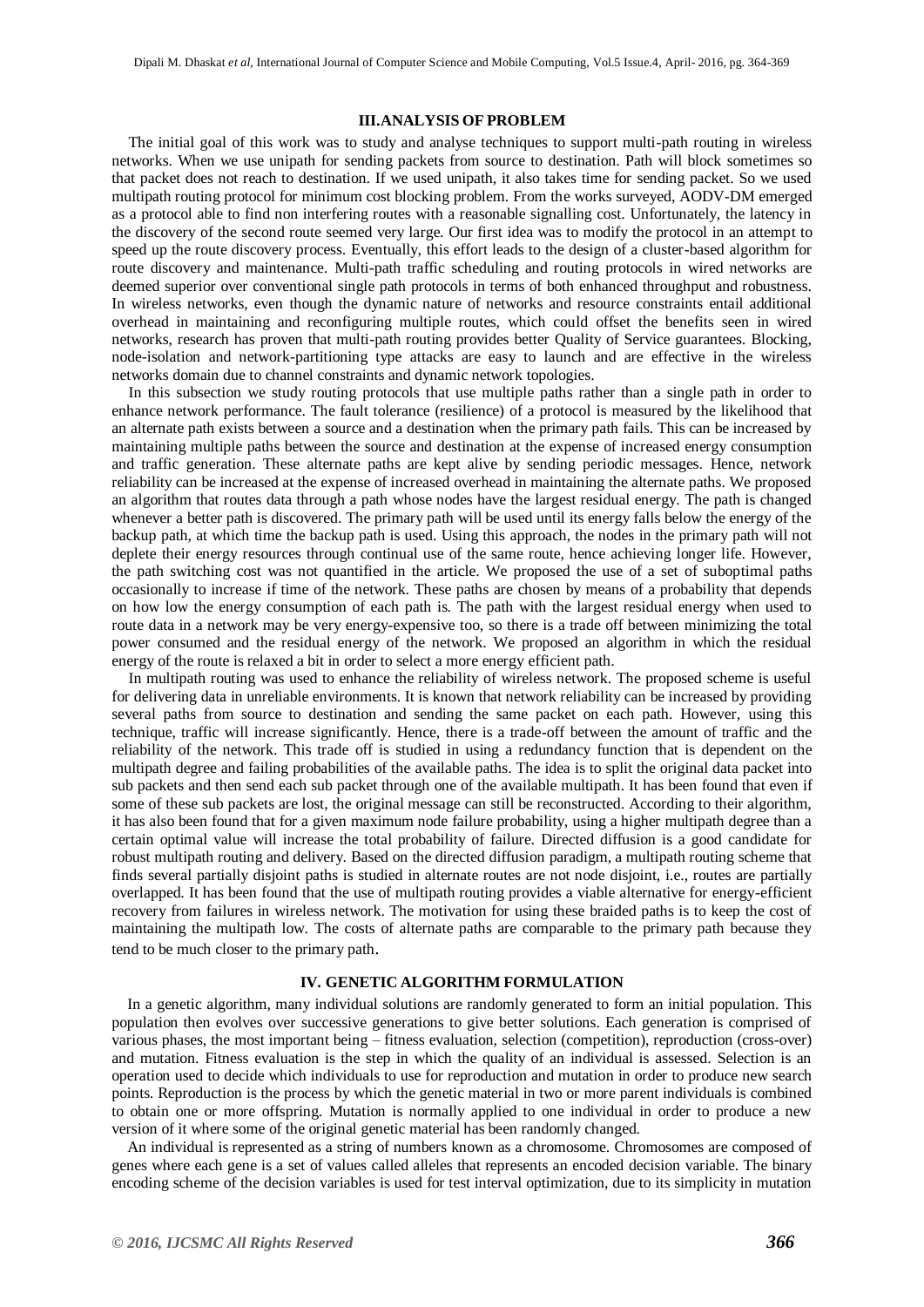## III. ANALYSIS OF PROBLEM

The initial goal of this work was to study and analyse techniques to support multi-path routing in wireless networks. When we use unipath for sending packets from source to destination. Path will block sometimes so that packet does not reach to destination. If we used unipath, it also takes time for sending packet. So we used multipath routing protocol for minimum cost blocking problem. From the works surveyed, AODV-DM emerged as a protocol able to find non interfering routes with a reasonable signalling cost. Unfortunately, the latency in the discovery of the second route seemed very large. Our first idea was to modify the protocol in an attempt to speed up the route discovery process. Eventually, this effort leads to the design of a cluster-based algorithm for route discovery and maintenance. Multi-path traffic scheduling and routing protocols in wired networks are deemed superior over conventional single path protocols in terms of both enhanced throughput and robustness. In wireless networks, even though the dynamic nature of networks and resource constraints entail additional overhead in maintaining and reconfiguring multiple routes, which could offset the benefits seen in wired networks, research has proven that multi-path routing provides better Quality of Service guarantees. Blocking, node-isolation and network-partitioning type attacks are easy to launch and are effective in the wireless networks domain due to channel constraints and dynamic network topologies.

In this subsection we study routing protocols that use multiple paths rather than a single path in order to enhance network performance. The fault tolerance (resilience) of a protocol is measured by the likelihood that an alternate path exists between a source and a destination when the primary path fails. This can be increased by maintaining multiple paths between the source and destination at the expense of increased energy consumption and traffic generation. These alternate paths are kept alive by sending periodic messages. Hence, network reliability can be increased at the expense of increased overhead in maintaining the alternate paths. We proposed an algorithm that routes data through a path whose nodes have the largest residual energy. The path is changed whenever a better path is discovered. The primary path will be used until its energy falls below the energy of the backup path, at which time the backup path is used. Using this approach, the nodes in the primary path will not deplete their energy resources through continual use of the same route, hence achieving longer life. However, the path switching cost was not quantified in the article. We proposed the use of a set of suboptimal paths occasionally to increase if time of the network. These paths are chosen by means of a probability that depends on how low the energy consumption of each path is. The path with the largest residual energy when used to route data in a network may be very energy-expensive too, so there is a trade off between minimizing the total power consumed and the residual energy of the network. We proposed an algorithm in which the residual energy of the route is relaxed a bit in order to select a more energy efficient path.

In multipath routing was used to enhance the reliability of wireless network. The proposed scheme is useful for delivering data in unreliable environments. It is known that network reliability can be increased by providing several paths from source to destination and sending the same packet on each path. However, using this technique, traffic will increase significantly. Hence, there is a trade-off between the amount of traffic and the reliability of the network. This trade off is studied in using a redundancy function that is dependent on the multipath degree and failing probabilities of the available paths. The idea is to split the original data packet into sub packets and then send each sub packet through one of the available multipath. It has been found that even if some of these sub packets are lost, the original message can still be reconstructed. According to their algorithm, it has also been found that for a given maximum node failure probability, using a higher multipath degree than a certain optimal value will increase the total probability of failure. Directed diffusion is a good candidate for robust multipath routing and delivery. Based on the directed diffusion paradigm, a multipath routing scheme that finds several partially disjoint paths is studied in alternate routes are not node disjoint, i.e., routes are partially overlapped. It has been found that the use of multipath routing provides a viable alternative for energy-efficient recovery from failures in wireless network. The motivation for using these braided paths is to keep the cost of maintaining the multipath low. The costs of alternate paths are comparable to the primary path because they tend to be much closer to the primary path.

## IV. GENETIC ALGORITHM FORMULATION

In a genetic algorithm, many individual solutions are randomly generated to form an initial population. This population then evolves over successive generations to give better solutions. Each generation is comprised of various phases, the most important being – fitness evaluation, selection (competition), reproduction (cross-over) and mutation. Fitness evaluation is the step in which the quality of an individual is assessed. Selection is an operation used to decide which individuals to use for reproduction and mutation in order to produce new search points. Reproduction is the process by which the genetic material in two or more parent individuals is combined to obtain one or more offspring. Mutation is normally applied to one individual in order to produce a new version of it where some of the original genetic material has been randomly changed.

An individual is represented as a string of numbers known as a chromosome. Chromosomes are composed of genes where each gene is a set of values called alleles that represents an encoded decision variable. The binary encoding scheme of the decision variables is used for test interval optimization, due to its simplicity in mutation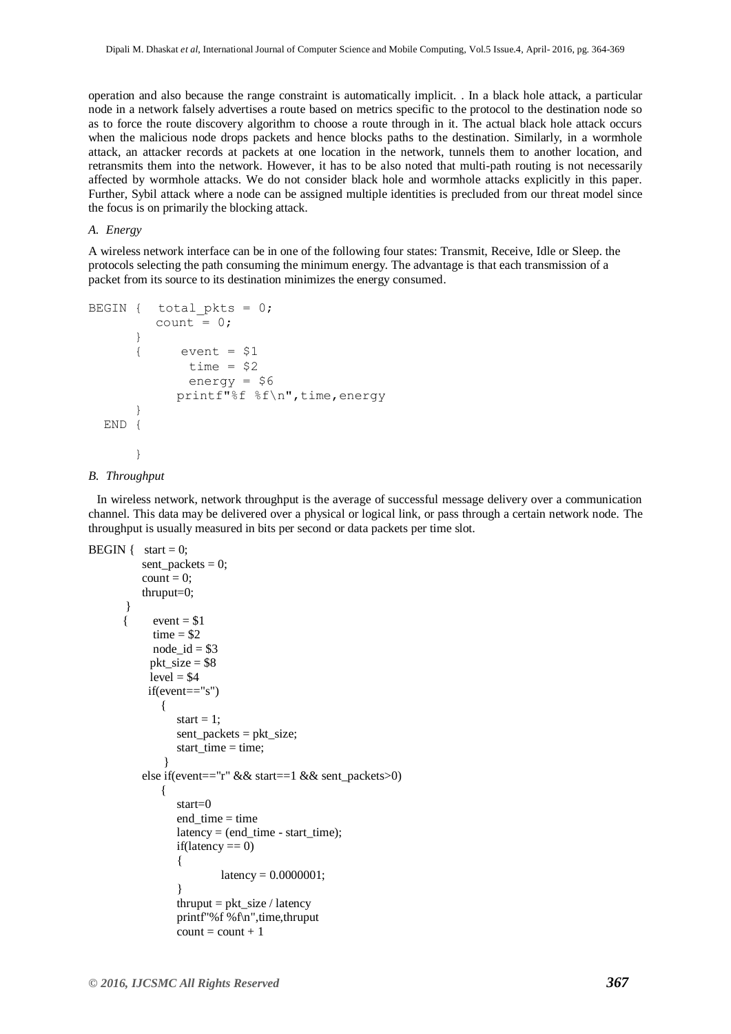operation and also because the range constraint is automatically implicit. . In a black hole attack, a particular node in a network falsely advertises a route based on metrics specific to the protocol to the destination node so as to force the route discovery algorithm to choose a route through in it. The actual black hole attack occurs when the malicious node drops packets and hence blocks paths to the destination. Similarly, in a wormhole attack, an attacker records at packets at one location in the network, tunnels them to another location, and retransmits them into the network. However, it has to be also noted that multi-path routing is not necessarily affected by wormhole attacks. We do not consider black hole and wormhole attacks explicitly in this paper. Further, Sybil attack where a node can be assigned multiple identities is precluded from our threat model since the focus is on primarily the blocking attack.

### *A. Energy*

A wireless network interface can be in one of the following four states: Transmit, Receive, Idle or Sleep. the protocols selecting the path consuming the minimum energy. The advantage is that each transmission of a packet from its source to its destination minimizes the energy consumed.

```
BEGIN {  total_pkts = 0;
         count = 0;
      }
      {      event = $1
              time = $2
              energy = $6
            printf"%f %f\n",time,energy
      }
  END {

      }
```

### *B. Throughput*

In wireless network, network throughput is the average of successful message delivery over a communication channel. This data may be delivered over a physical or logical link, or pass through a certain network node. The throughput is usually measured in bits per second or data packets per time slot.

```
BEGIN {   start = 0;
          sent_packets = 0;
          count = 0;
          thruput=0;
      }
      {     event = $1
            time = $2
            node_id = $3
           pkt_size = $8
            level = $4
           if(event=="s")
              {
                  start = 1;
                  sent_packets = pkt_size;
                  start_time = time;
              }
          else if(event=="r" && start==1 && sent_packets>0)
              {
                  start=0
                  end_time = time
                  latency = (end_time - start_time);
                  if(latency == 0)
                  {
                          latency = 0.0000001;
                  }
                  thruput = pkt_size / latency
                  printf"%f %f\n",time,thruput
                  count = count + 1
```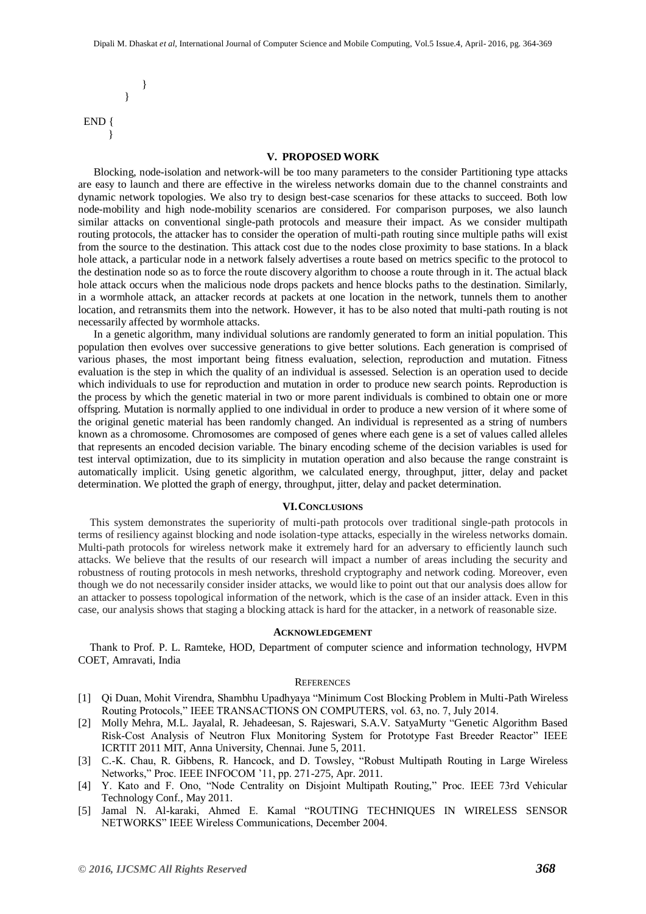```
            }
        }
END {
    }
```

## V. PROPOSED WORK

Blocking, node-isolation and network-will be too many parameters to the consider Partitioning type attacks are easy to launch and there are effective in the wireless networks domain due to the channel constraints and dynamic network topologies. We also try to design best-case scenarios for these attacks to succeed. Both low node-mobility and high node-mobility scenarios are considered. For comparison purposes, we also launch similar attacks on conventional single-path protocols and measure their impact. As we consider multipath routing protocols, the attacker has to consider the operation of multi-path routing since multiple paths will exist from the source to the destination. This attack cost due to the nodes close proximity to base stations. In a black hole attack, a particular node in a network falsely advertises a route based on metrics specific to the protocol to the destination node so as to force the route discovery algorithm to choose a route through in it. The actual black hole attack occurs when the malicious node drops packets and hence blocks paths to the destination. Similarly, in a wormhole attack, an attacker records at packets at one location in the network, tunnels them to another location, and retransmits them into the network. However, it has to be also noted that multi-path routing is not necessarily affected by wormhole attacks.

In a genetic algorithm, many individual solutions are randomly generated to form an initial population. This population then evolves over successive generations to give better solutions. Each generation is comprised of various phases, the most important being fitness evaluation, selection, reproduction and mutation. Fitness evaluation is the step in which the quality of an individual is assessed. Selection is an operation used to decide which individuals to use for reproduction and mutation in order to produce new search points. Reproduction is the process by which the genetic material in two or more parent individuals is combined to obtain one or more offspring. Mutation is normally applied to one individual in order to produce a new version of it where some of the original genetic material has been randomly changed. An individual is represented as a string of numbers known as a chromosome. Chromosomes are composed of genes where each gene is a set of values called alleles that represents an encoded decision variable. The binary encoding scheme of the decision variables is used for test interval optimization, due to its simplicity in mutation operation and also because the range constraint is automatically implicit. Using genetic algorithm, we calculated energy, throughput, jitter, delay and packet determination. We plotted the graph of energy, throughput, jitter, delay and packet determination.

## VI. CONCLUSIONS

This system demonstrates the superiority of multi-path protocols over traditional single-path protocols in terms of resiliency against blocking and node isolation-type attacks, especially in the wireless networks domain. Multi-path protocols for wireless network make it extremely hard for an adversary to efficiently launch such attacks. We believe that the results of our research will impact a number of areas including the security and robustness of routing protocols in mesh networks, threshold cryptography and network coding. Moreover, even though we do not necessarily consider insider attacks, we would like to point out that our analysis does allow for an attacker to possess topological information of the network, which is the case of an insider attack. Even in this case, our analysis shows that staging a blocking attack is hard for the attacker, in a network of reasonable size.

## ACKNOWLEDGEMENT

Thank to Prof. P. L. Ramteke, HOD, Department of computer science and information technology, HVPM COET, Amravati, India

## REFERENCES

[1] Qi Duan, Mohit Virendra, Shambhu Upadhyaya "Minimum Cost Blocking Problem in Multi-Path Wireless Routing Protocols," IEEE TRANSACTIONS ON COMPUTERS, vol. 63, no. 7, July 2014.

[2] Molly Mehra, M.L. Jayalal, R. Jehadeesan, S. Rajeswari, S.A.V. SatyaMurty "Genetic Algorithm Based Risk-Cost Analysis of Neutron Flux Monitoring System for Prototype Fast Breeder Reactor" IEEE ICRTIT 2011 MIT, Anna University, Chennai. June 5, 2011.

[3] C.-K. Chau, R. Gibbens, R. Hancock, and D. Towsley, "Robust Multipath Routing in Large Wireless Networks," Proc. IEEE INFOCOM '11, pp. 271-275, Apr. 2011.

[4] Y. Kato and F. Ono, "Node Centrality on Disjoint Multipath Routing," Proc. IEEE 73rd Vehicular Technology Conf., May 2011.

[5] Jamal N. Al-karaki, Ahmed E. Kamal "ROUTING TECHNIQUES IN WIRELESS SENSOR NETWORKS" IEEE Wireless Communications, December 2004.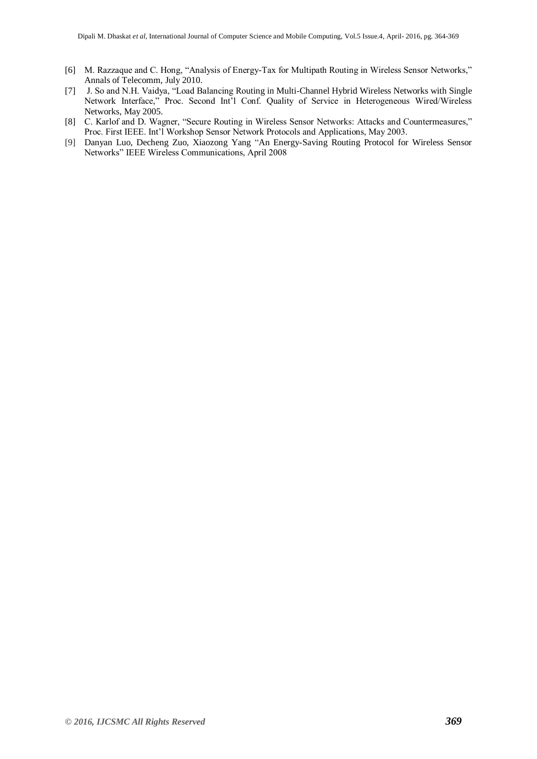[6] M. Razzaque and C. Hong, "Analysis of Energy-Tax for Multipath Routing in Wireless Sensor Networks," Annals of Telecomm, July 2010.

[7] J. So and N.H. Vaidya, "Load Balancing Routing in Multi-Channel Hybrid Wireless Networks with Single Network Interface," Proc. Second Int'l Conf. Quality of Service in Heterogeneous Wired/Wireless Networks, May 2005.

[8] C. Karlof and D. Wagner, "Secure Routing in Wireless Sensor Networks: Attacks and Countermeasures," Proc. First IEEE. Int'l Workshop Sensor Network Protocols and Applications, May 2003.

[9] Danyan Luo, Decheng Zuo, Xiaozong Yang "An Energy-Saving Routing Protocol for Wireless Sensor Networks" IEEE Wireless Communications, April 2008